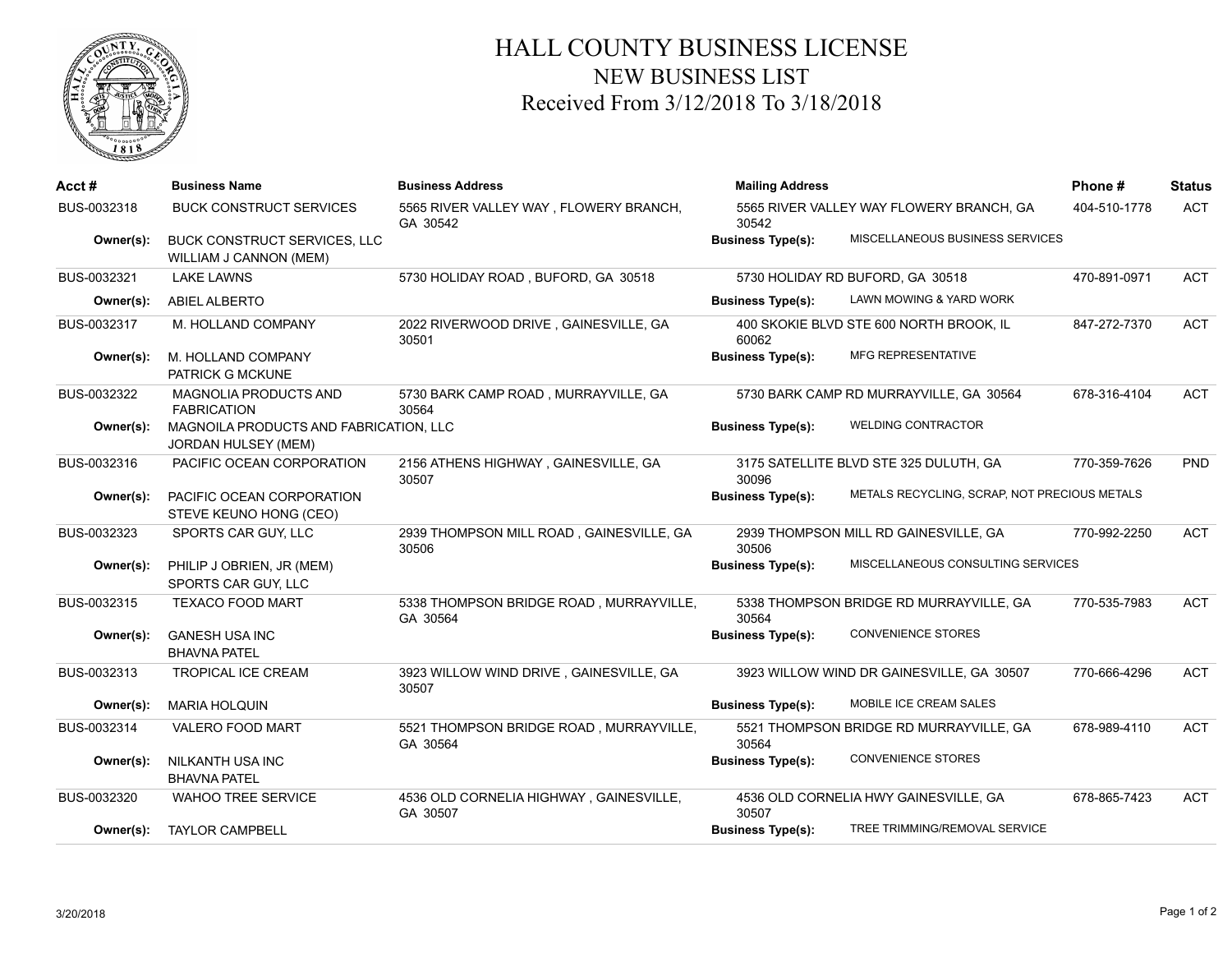# HALL COUNTY BUSINESS LICENSE
## NEW BUSINESS LIST
### Received From 3/12/2018 To 3/18/2018

| Acct # | Business Name | Business Address | Mailing Address | Phone # | Status |
|---|---|---|---|---|---|
| BUS-0032318 | BUCK CONSTRUCT SERVICES | 5565 RIVER VALLEY WAY , FLOWERY BRANCH, GA 30542 | 5565 RIVER VALLEY WAY FLOWERY BRANCH, GA 30542 | 404-510-1778 | ACT |
| **Owner(s):** | BUCK CONSTRUCT SERVICES, LLC<br>WILLIAM J CANNON (MEM) | | **Business Type(s):** MISCELLANEOUS BUSINESS SERVICES | | |
| BUS-0032321 | LAKE LAWNS | 5730 HOLIDAY ROAD , BUFORD, GA 30518 | 5730 HOLIDAY RD BUFORD, GA 30518 | 470-891-0971 | ACT |
| **Owner(s):** | ABIEL ALBERTO | | **Business Type(s):** LAWN MOWING & YARD WORK | | |
| BUS-0032317 | M. HOLLAND COMPANY | 2022 RIVERWOOD DRIVE , GAINESVILLE, GA 30501 | 400 SKOKIE BLVD STE 600 NORTH BROOK, IL 60062 | 847-272-7370 | ACT |
| **Owner(s):** | M. HOLLAND COMPANY<br>PATRICK G MCKUNE | | **Business Type(s):** MFG REPRESENTATIVE | | |
| BUS-0032322 | MAGNOLIA PRODUCTS AND FABRICATION | 5730 BARK CAMP ROAD , MURRAYVILLE, GA 30564 | 5730 BARK CAMP RD MURRAYVILLE, GA 30564 | 678-316-4104 | ACT |
| **Owner(s):** | MAGNOILA PRODUCTS AND FABRICATION, LLC<br>JORDAN HULSEY (MEM) | | **Business Type(s):** WELDING CONTRACTOR | | |
| BUS-0032316 | PACIFIC OCEAN CORPORATION | 2156 ATHENS HIGHWAY , GAINESVILLE, GA 30507 | 3175 SATELLITE BLVD STE 325 DULUTH, GA 30096 | 770-359-7626 | PND |
| **Owner(s):** | PACIFIC OCEAN CORPORATION<br>STEVE KEUNO HONG (CEO) | | **Business Type(s):** METALS RECYCLING, SCRAP, NOT PRECIOUS METALS | | |
| BUS-0032323 | SPORTS CAR GUY, LLC | 2939 THOMPSON MILL ROAD , GAINESVILLE, GA 30506 | 2939 THOMPSON MILL RD GAINESVILLE, GA 30506 | 770-992-2250 | ACT |
| **Owner(s):** | PHILIP J OBRIEN, JR (MEM)<br>SPORTS CAR GUY, LLC | | **Business Type(s):** MISCELLANEOUS CONSULTING SERVICES | | |
| BUS-0032315 | TEXACO FOOD MART | 5338 THOMPSON BRIDGE ROAD , MURRAYVILLE, GA 30564 | 5338 THOMPSON BRIDGE RD MURRAYVILLE, GA 30564 | 770-535-7983 | ACT |
| **Owner(s):** | GANESH USA INC<br>BHAVNA PATEL | | **Business Type(s):** CONVENIENCE STORES | | |
| BUS-0032313 | TROPICAL ICE CREAM | 3923 WILLOW WIND DRIVE , GAINESVILLE, GA 30507 | 3923 WILLOW WIND DR GAINESVILLE, GA 30507 | 770-666-4296 | ACT |
| **Owner(s):** | MARIA HOLQUIN | | **Business Type(s):** MOBILE ICE CREAM SALES | | |
| BUS-0032314 | VALERO FOOD MART | 5521 THOMPSON BRIDGE ROAD , MURRAYVILLE, GA 30564 | 5521 THOMPSON BRIDGE RD MURRAYVILLE, GA 30564 | 678-989-4110 | ACT |
| **Owner(s):** | NILKANTH USA INC<br>BHAVNA PATEL | | **Business Type(s):** CONVENIENCE STORES | | |
| BUS-0032320 | WAHOO TREE SERVICE | 4536 OLD CORNELIA HIGHWAY , GAINESVILLE, GA 30507 | 4536 OLD CORNELIA HWY GAINESVILLE, GA 30507 | 678-865-7423 | ACT |
| **Owner(s):** | TAYLOR CAMPBELL | | **Business Type(s):** TREE TRIMMING/REMOVAL SERVICE | | |

3/20/2018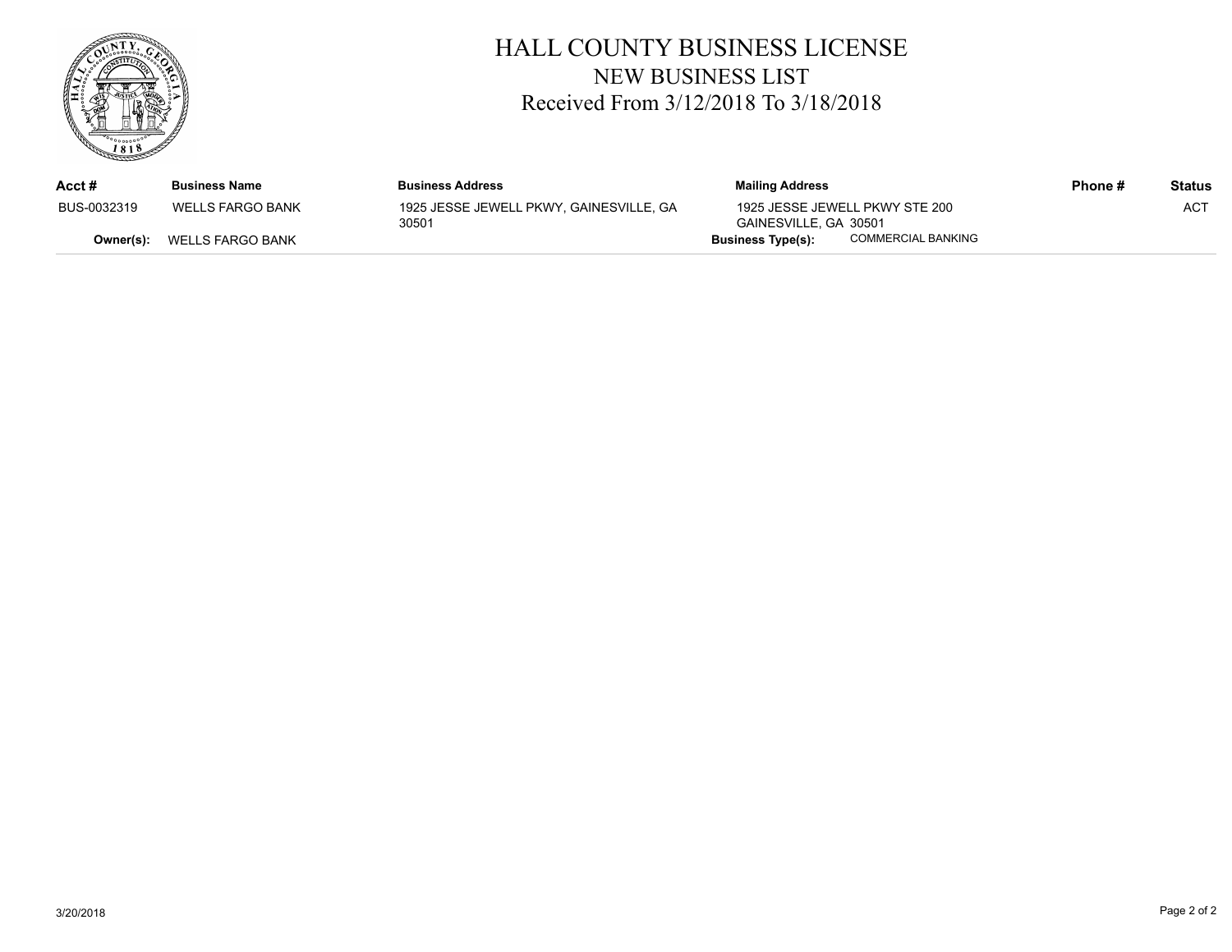# HALL COUNTY BUSINESS LICENSE

## NEW BUSINESS LIST

### Received From 3/12/2018 To 3/18/2018

| Acct # | Business Name | Business Address | Mailing Address | Phone # | Status |
| --- | --- | --- | --- | --- | --- |
| BUS-0032319 | WELLS FARGO BANK | 1925 JESSE JEWELL PKWY, GAINESVILLE, GA 30501 | 1925 JESSE JEWELL PKWY STE 200 GAINESVILLE, GA 30501 | | ACT |
| **Owner(s):** | WELLS FARGO BANK | | **Business Type(s):** COMMERCIAL BANKING | | |

3/20/2018